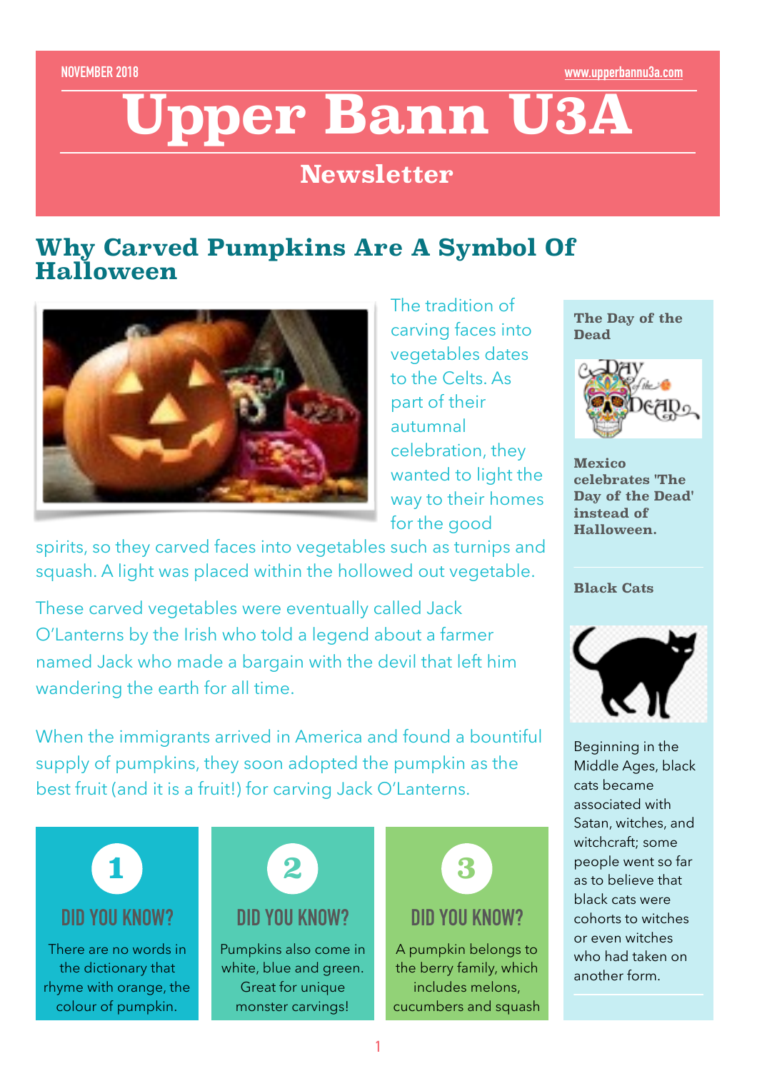NOVEMBER 2018 www.upperbannu3a.com

# Upper Bann U3A

## Newsletter

## Why Carved Pumpkins Are A Symbol Of Halloween

The tradition of carving faces into vegetables dates to the Celts. As part of their autumnal celebration, they wanted to light the way to their homes for the good spirits, so they carved faces into vegetables such as turnips and squash. A light was placed within the hollowed out vegetable.

These carved vegetables were eventually called Jack O'Lanterns by the Irish who told a legend about a farmer named Jack who made a bargain with the devil that left him wandering the earth for all time.

When the immigrants arrived in America and found a bountiful supply of pumpkins, they soon adopted the pumpkin as the best fruit (and it is a fruit!) for carving Jack O'Lanterns.

### 1 DID YOU KNOW?

There are no words in the dictionary that rhyme with orange, the colour of pumpkin.

### 2 DID YOU KNOW?

Pumpkins also come in white, blue and green. Great for unique monster carvings!

### 3 DID YOU KNOW?

A pumpkin belongs to the berry family, which includes melons, cucumbers and squash

### The Day of the Dead

**Mexico celebrates 'The Day of the Dead' instead of Halloween.**

### Black Cats

Beginning in the Middle Ages, black cats became associated with Satan, witches, and witchcraft; some people went so far as to believe that black cats were cohorts to witches or even witches who had taken on another form.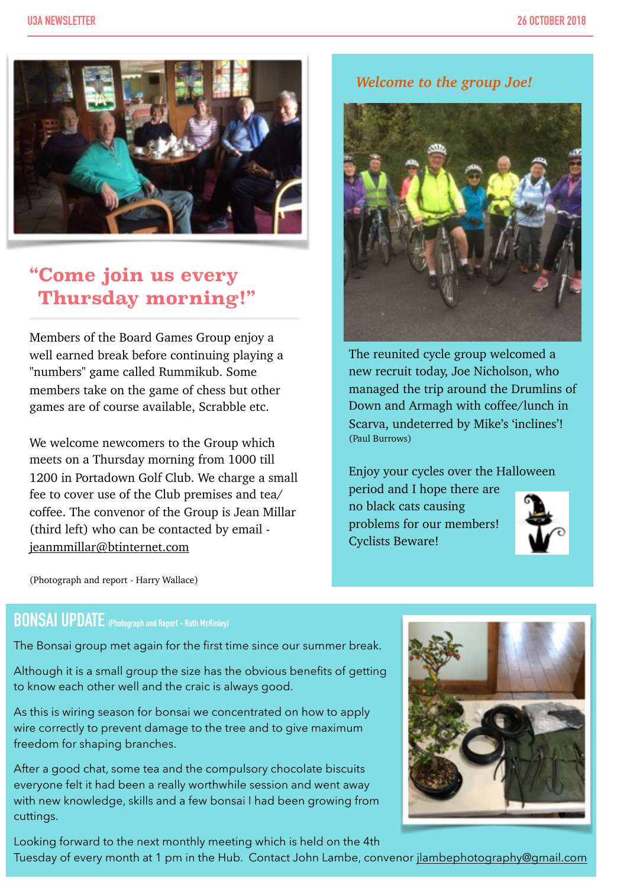## "Come join us every Thursday morning!"

Members of the Board Games Group enjoy a well earned break before continuing playing a "numbers" game called Rummikub. Some members take on the game of chess but other games are of course available, Scrabble etc.

We welcome newcomers to the Group which meets on a Thursday morning from 1000 till 1200 in Portadown Golf Club. We charge a small fee to cover use of the Club premises and tea/ coffee. The convenor of the Group is Jean Millar (third left) who can be contacted by email - jeanmmillar@btinternet.com

(Photograph and report - Harry Wallace)

*Welcome to the group Joe!*

The reunited cycle group welcomed a new recruit today, Joe Nicholson, who managed the trip around the Drumlins of Down and Armagh with coffee/lunch in Scarva, undeterred by Mike's 'inclines'!
(Paul Burrows)

Enjoy your cycles over the Halloween period and I hope there are no black cats causing problems for our members! Cyclists Beware!

## BONSAI UPDATE (Photograph and Report – Ruth McKinley)

The Bonsai group met again for the first time since our summer break.

Although it is a small group the size has the obvious benefits of getting to know each other well and the craic is always good.

As this is wiring season for bonsai we concentrated on how to apply wire correctly to prevent damage to the tree and to give maximum freedom for shaping branches.

After a good chat, some tea and the compulsory chocolate biscuits everyone felt it had been a really worthwhile session and went away with new knowledge, skills and a few bonsai I had been growing from cuttings.

Looking forward to the next monthly meeting which is held on the 4th Tuesday of every month at 1 pm in the Hub. Contact John Lambe, convenor jlambephotography@gmail.com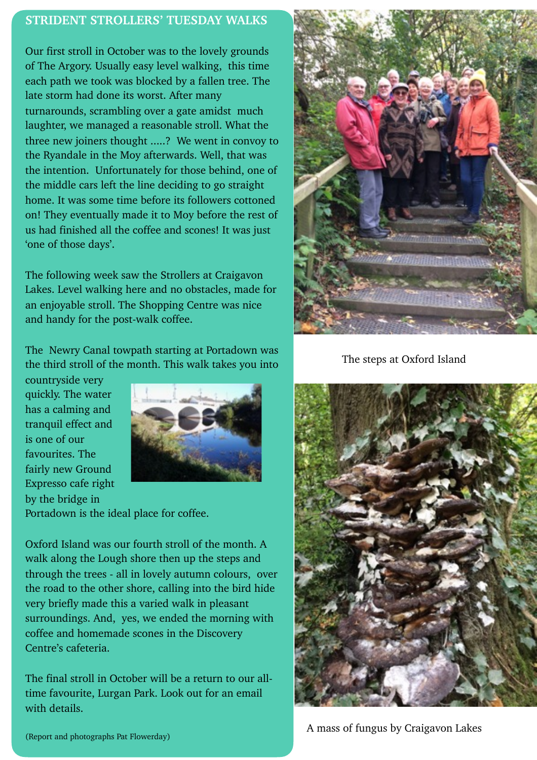## STRIDENT STROLLERS' TUESDAY WALKS

Our first stroll in October was to the lovely grounds of The Argory. Usually easy level walking, this time each path we took was blocked by a fallen tree. The late storm had done its worst. After many turnarounds, scrambling over a gate amidst much laughter, we managed a reasonable stroll. What the three new joiners thought .....? We went in convoy to the Ryandale in the Moy afterwards. Well, that was the intention. Unfortunately for those behind, one of the middle cars left the line deciding to go straight home. It was some time before its followers cottoned on! They eventually made it to Moy before the rest of us had finished all the coffee and scones! It was just 'one of those days'.

The following week saw the Strollers at Craigavon Lakes. Level walking here and no obstacles, made for an enjoyable stroll. The Shopping Centre was nice and handy for the post-walk coffee.

The Newry Canal towpath starting at Portadown was the third stroll of the month. This walk takes you into countryside very quickly. The water has a calming and tranquil effect and is one of our favourites. The fairly new Ground Expresso cafe right by the bridge in Portadown is the ideal place for coffee.

Oxford Island was our fourth stroll of the month. A walk along the Lough shore then up the steps and through the trees - all in lovely autumn colours, over the road to the other shore, calling into the bird hide very briefly made this a varied walk in pleasant surroundings. And, yes, we ended the morning with coffee and homemade scones in the Discovery Centre's cafeteria.

The final stroll in October will be a return to our all-time favourite, Lurgan Park. Look out for an email with details.

(Report and photographs Pat Flowerday)

The steps at Oxford Island

A mass of fungus by Craigavon Lakes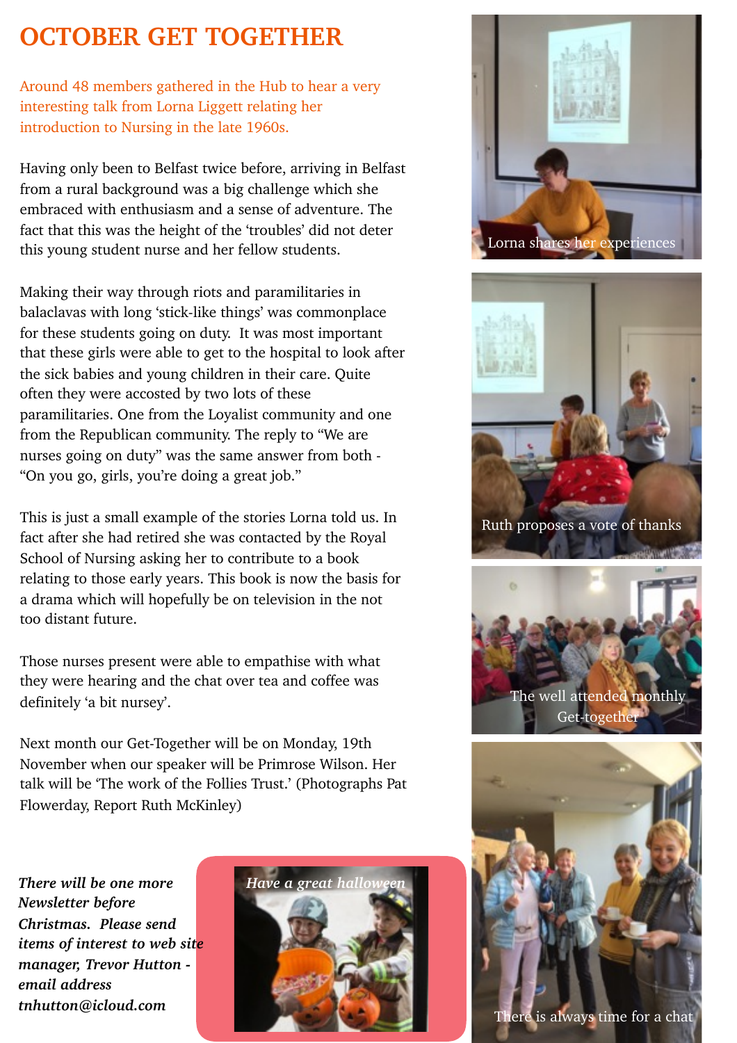# OCTOBER GET TOGETHER

Around 48 members gathered in the Hub to hear a very interesting talk from Lorna Liggett relating her introduction to Nursing in the late 1960s.

Having only been to Belfast twice before, arriving in Belfast from a rural background was a big challenge which she embraced with enthusiasm and a sense of adventure. The fact that this was the height of the 'troubles' did not deter this young student nurse and her fellow students.

Making their way through riots and paramilitaries in balaclavas with long 'stick-like things' was commonplace for these students going on duty. It was most important that these girls were able to get to the hospital to look after the sick babies and young children in their care. Quite often they were accosted by two lots of these paramilitaries. One from the Loyalist community and one from the Republican community. The reply to "We are nurses going on duty" was the same answer from both - "On you go, girls, you're doing a great job."

This is just a small example of the stories Lorna told us. In fact after she had retired she was contacted by the Royal School of Nursing asking her to contribute to a book relating to those early years. This book is now the basis for a drama which will hopefully be on television in the not too distant future.

Those nurses present were able to empathise with what they were hearing and the chat over tea and coffee was definitely 'a bit nursey'.

Next month our Get-Together will be on Monday, 19th November when our speaker will be Primrose Wilson. Her talk will be 'The work of the Follies Trust.' (Photographs Pat Flowerday, Report Ruth McKinley)

Lorna shares her experiences

Ruth proposes a vote of thanks

The well attended monthly Get-together

There is always time for a chat

***There will be one more Newsletter before Christmas. Please send items of interest to web site manager, Trevor Hutton - email address tnhutton@icloud.com***

*Have a great halloween*